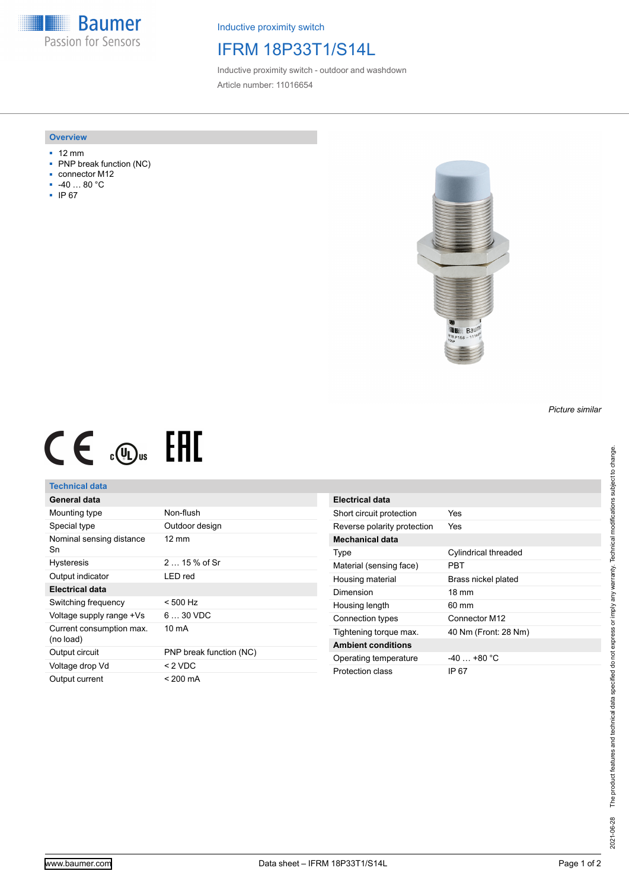Baumer
Passion for Sensors

Inductive proximity switch

# IFRM 18P33T1/S14L

Inductive proximity switch - outdoor and washdown

Article number: 11016654

## Overview

- 12 mm
- PNP break function (NC)
- connector M12
- -40 … 80 °C
- IP 67

*Picture similar*

## Technical data

| General data | |
|---|---|
| Mounting type | Non-flush |
| Special type | Outdoor design |
| Nominal sensing distance Sn | 12 mm |
| Hysteresis | 2 … 15 % of Sr |
| Output indicator | LED red |
| **Electrical data** | |
| Switching frequency | < 500 Hz |
| Voltage supply range +Vs | 6 … 30 VDC |
| Current consumption max. (no load) | 10 mA |
| Output circuit | PNP break function (NC) |
| Voltage drop Vd | < 2 VDC |
| Output current | < 200 mA |

| Electrical data | |
|---|---|
| Short circuit protection | Yes |
| Reverse polarity protection | Yes |
| **Mechanical data** | |
| Type | Cylindrical threaded |
| Material (sensing face) | PBT |
| Housing material | Brass nickel plated |
| Dimension | 18 mm |
| Housing length | 60 mm |
| Connection types | Connector M12 |
| Tightening torque max. | 40 Nm (Front: 28 Nm) |
| **Ambient conditions** | |
| Operating temperature | -40 … +80 °C |
| Protection class | IP 67 |

2021-06-28 The product features and technical data specified do not express or imply any warranty. Technical modifications subject to change.

www.baumer.com | Data sheet – IFRM 18P33T1/S14L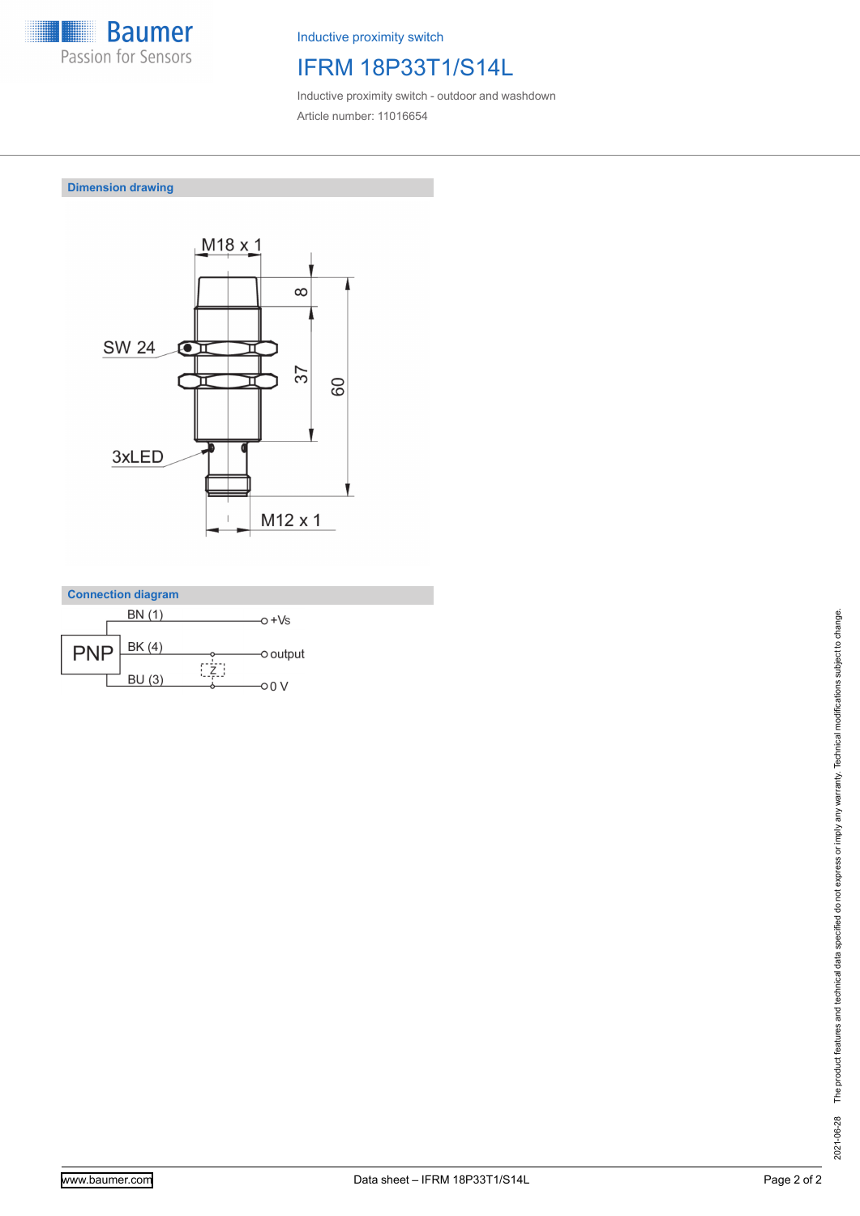Inductive proximity switch

# IFRM 18P33T1/S14L

Inductive proximity switch - outdoor and washdown

Article number: 11016654

## Dimension drawing

M18 x 1

8

SW 24

37

60

3xLED

M12 x 1

## Connection diagram

PNP

BN (1)

+Vs

BK (4)

output

Z

BU (3)

0 V

The product features and technical data specified do not express or imply any warranty. Technical modifications subject to change.

2021-06-28

www.baumer.com

Data sheet – IFRM 18P33T1/S14L